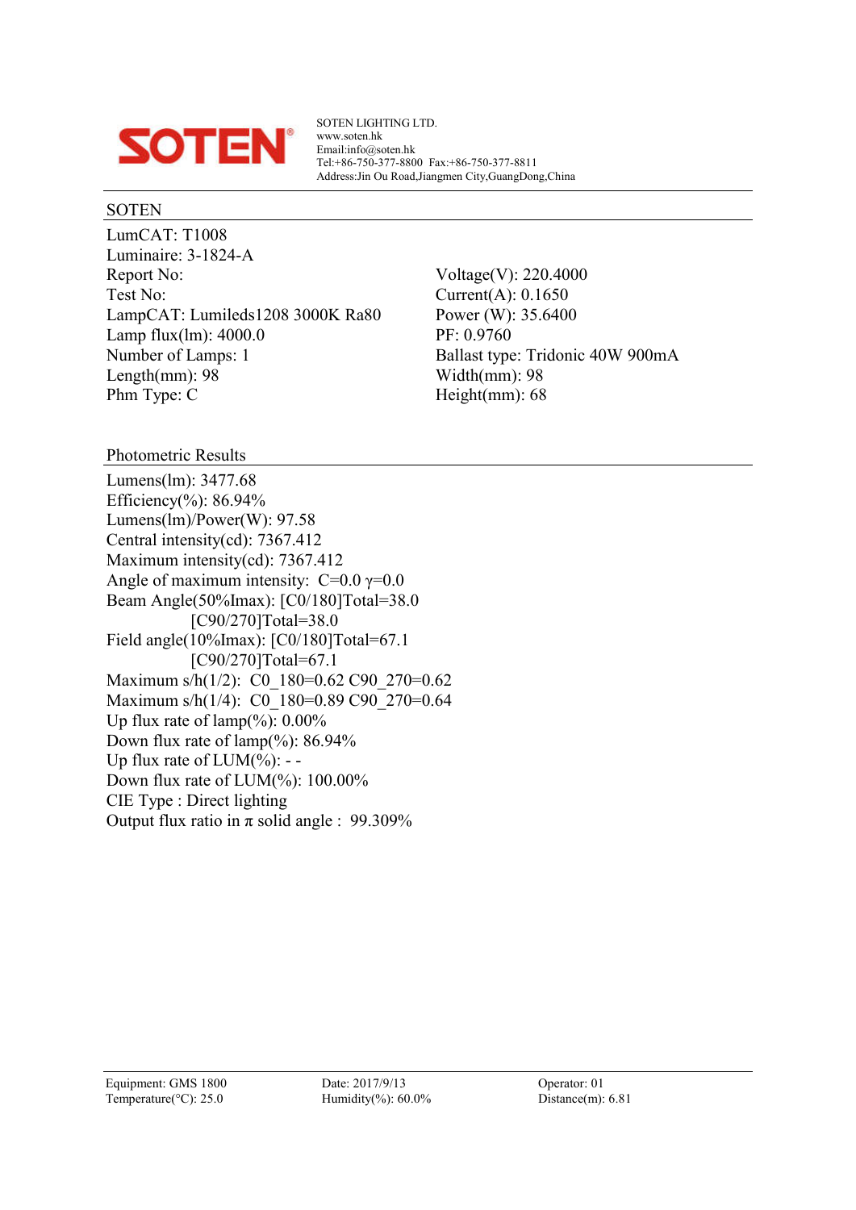SOTEN LIGHTING LTD.
www.soten.hk
Email:info@soten.hk
Tel:+86-750-377-8800 Fax:+86-750-377-8811
Address:Jin Ou Road,Jiangmen City,GuangDong,China

## SOTEN

LumCAT: T1008
Luminaire: 3-1824-A
Report No:
Test No:
LampCAT: Lumileds1208 3000K Ra80
Lamp flux(lm): 4000.0
Number of Lamps: 1
Length(mm): 98
Phm Type: C

Voltage(V): 220.4000
Current(A): 0.1650
Power (W): 35.6400
PF: 0.9760
Ballast type: Tridonic 40W 900mA
Width(mm): 98
Height(mm): 68

## Photometric Results

Lumens(lm): 3477.68
Efficiency(%): 86.94%
Lumens(lm)/Power(W): 97.58
Central intensity(cd): 7367.412
Maximum intensity(cd): 7367.412
Angle of maximum intensity: C=0.0 $\gamma$=0.0
Beam Angle(50%Imax): [C0/180]Total=38.0
[C90/270]Total=38.0
Field angle(10%Imax): [C0/180]Total=67.1
[C90/270]Total=67.1
Maximum s/h(1/2): C0_180=0.62 C90_270=0.62
Maximum s/h(1/4): C0_180=0.89 C90_270=0.64
Up flux rate of lamp(%): 0.00%
Down flux rate of lamp(%): 86.94%
Up flux rate of LUM(%): - -
Down flux rate of LUM(%): 100.00%
CIE Type : Direct lighting
Output flux ratio in $\pi$ solid angle : 99.309%

Equipment: GMS 1800
Temperature(°C): 25.0
Date: 2017/9/13
Humidity(%): 60.0%
Operator: 01
Distance(m): 6.81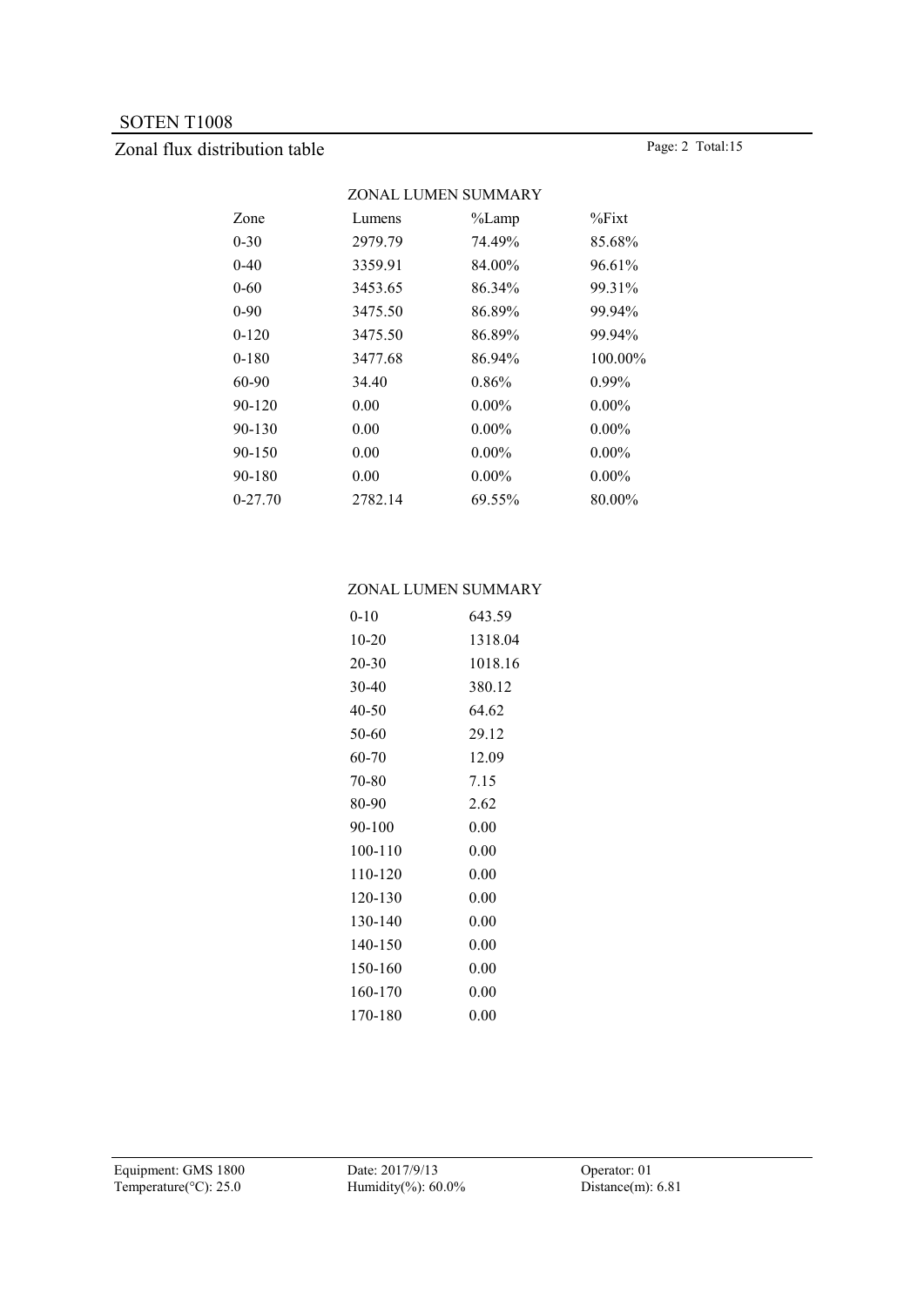SOTEN T1008

## Zonal flux distribution table

ZONAL LUMEN SUMMARY

| Zone | Lumens | %Lamp | %Fixt |
|---|---|---|---|
| 0-30 | 2979.79 | 74.49% | 85.68% |
| 0-40 | 3359.91 | 84.00% | 96.61% |
| 0-60 | 3453.65 | 86.34% | 99.31% |
| 0-90 | 3475.50 | 86.89% | 99.94% |
| 0-120 | 3475.50 | 86.89% | 99.94% |
| 0-180 | 3477.68 | 86.94% | 100.00% |
| 60-90 | 34.40 | 0.86% | 0.99% |
| 90-120 | 0.00 | 0.00% | 0.00% |
| 90-130 | 0.00 | 0.00% | 0.00% |
| 90-150 | 0.00 | 0.00% | 0.00% |
| 90-180 | 0.00 | 0.00% | 0.00% |
| 0-27.70 | 2782.14 | 69.55% | 80.00% |

ZONAL LUMEN SUMMARY

| Zone | Lumens |
|---|---|
| 0-10 | 643.59 |
| 10-20 | 1318.04 |
| 20-30 | 1018.16 |
| 30-40 | 380.12 |
| 40-50 | 64.62 |
| 50-60 | 29.12 |
| 60-70 | 12.09 |
| 70-80 | 7.15 |
| 80-90 | 2.62 |
| 90-100 | 0.00 |
| 100-110 | 0.00 |
| 110-120 | 0.00 |
| 120-130 | 0.00 |
| 130-140 | 0.00 |
| 140-150 | 0.00 |
| 150-160 | 0.00 |
| 160-170 | 0.00 |
| 170-180 | 0.00 |

Equipment: GMS 1800 | Date: 2017/9/13 | Operator: 01
Temperature(°C): 25.0 | Humidity(%): 60.0% | Distance(m): 6.81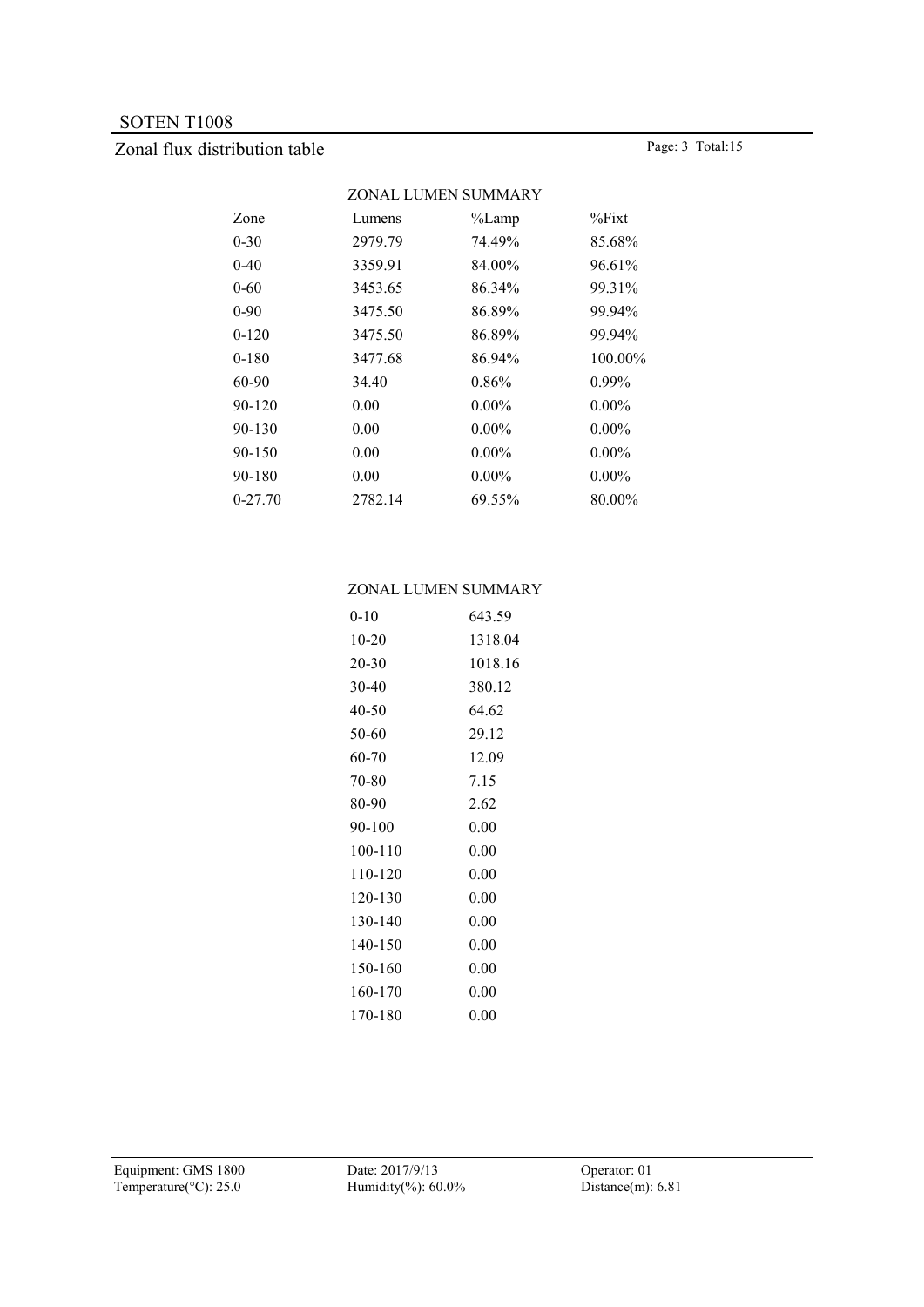# SOTEN T1008

## Zonal flux distribution table

ZONAL LUMEN SUMMARY

| Zone | Lumens | %Lamp | %Fixt |
|---|---|---|---|
| 0-30 | 2979.79 | 74.49% | 85.68% |
| 0-40 | 3359.91 | 84.00% | 96.61% |
| 0-60 | 3453.65 | 86.34% | 99.31% |
| 0-90 | 3475.50 | 86.89% | 99.94% |
| 0-120 | 3475.50 | 86.89% | 99.94% |
| 0-180 | 3477.68 | 86.94% | 100.00% |
| 60-90 | 34.40 | 0.86% | 0.99% |
| 90-120 | 0.00 | 0.00% | 0.00% |
| 90-130 | 0.00 | 0.00% | 0.00% |
| 90-150 | 0.00 | 0.00% | 0.00% |
| 90-180 | 0.00 | 0.00% | 0.00% |
| 0-27.70 | 2782.14 | 69.55% | 80.00% |

ZONAL LUMEN SUMMARY

| Zone | Lumens |
|---|---|
| 0-10 | 643.59 |
| 10-20 | 1318.04 |
| 20-30 | 1018.16 |
| 30-40 | 380.12 |
| 40-50 | 64.62 |
| 50-60 | 29.12 |
| 60-70 | 12.09 |
| 70-80 | 7.15 |
| 80-90 | 2.62 |
| 90-100 | 0.00 |
| 100-110 | 0.00 |
| 110-120 | 0.00 |
| 120-130 | 0.00 |
| 130-140 | 0.00 |
| 140-150 | 0.00 |
| 150-160 | 0.00 |
| 160-170 | 0.00 |
| 170-180 | 0.00 |

Equipment: GMS 1800 Date: 2017/9/13 Operator: 01
Temperature(°C): 25.0 Humidity(%): 60.0% Distance(m): 6.81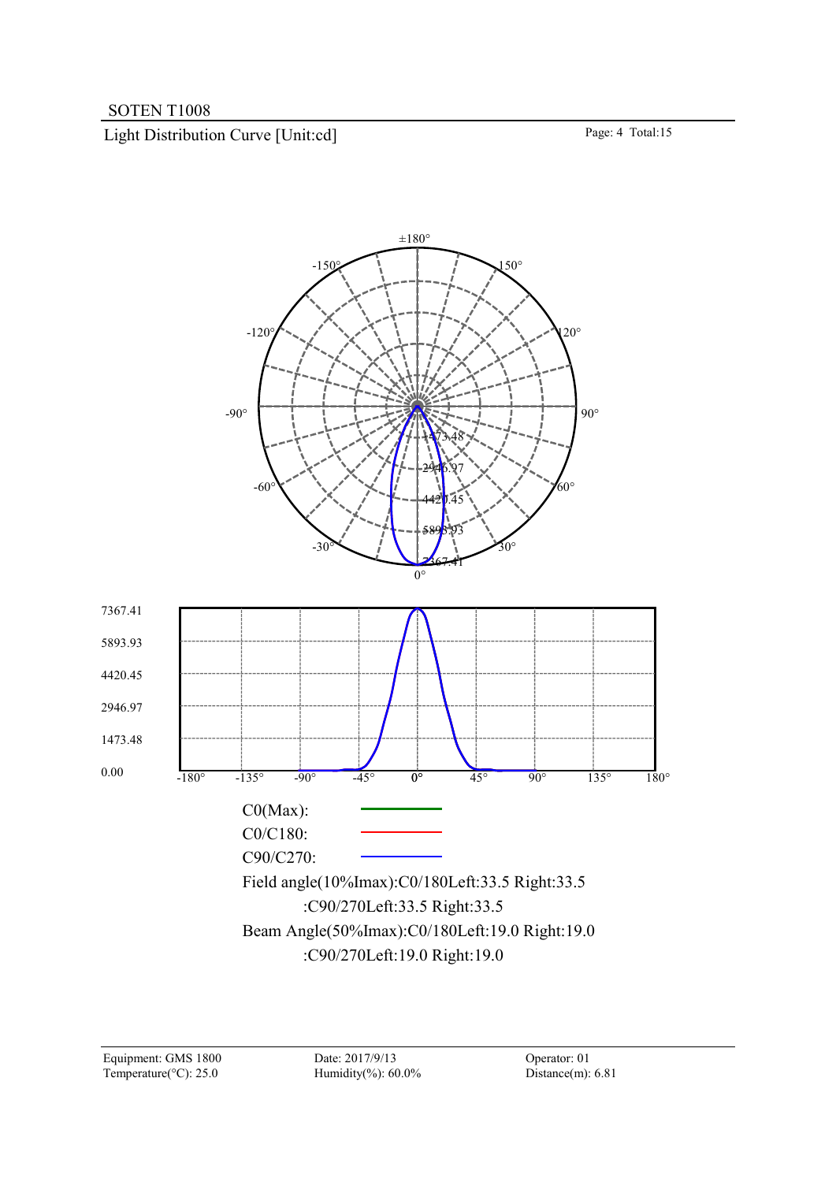SOTEN T1008

## Light Distribution Curve [Unit:cd]

C0(Max):

C0/C180:

C90/C270:

Field angle(10%Imax):C0/180Left:33.5 Right:33.5

:C90/270Left:33.5 Right:33.5

Beam Angle(50%Imax):C0/180Left:19.0 Right:19.0

:C90/270Left:19.0 Right:19.0

| | | |
|---|---|---|
| Equipment: GMS 1800 | Date: 2017/9/13 | Operator: 01 |
| Temperature(°C): 25.0 | Humidity(%): 60.0% | Distance(m): 6.81 |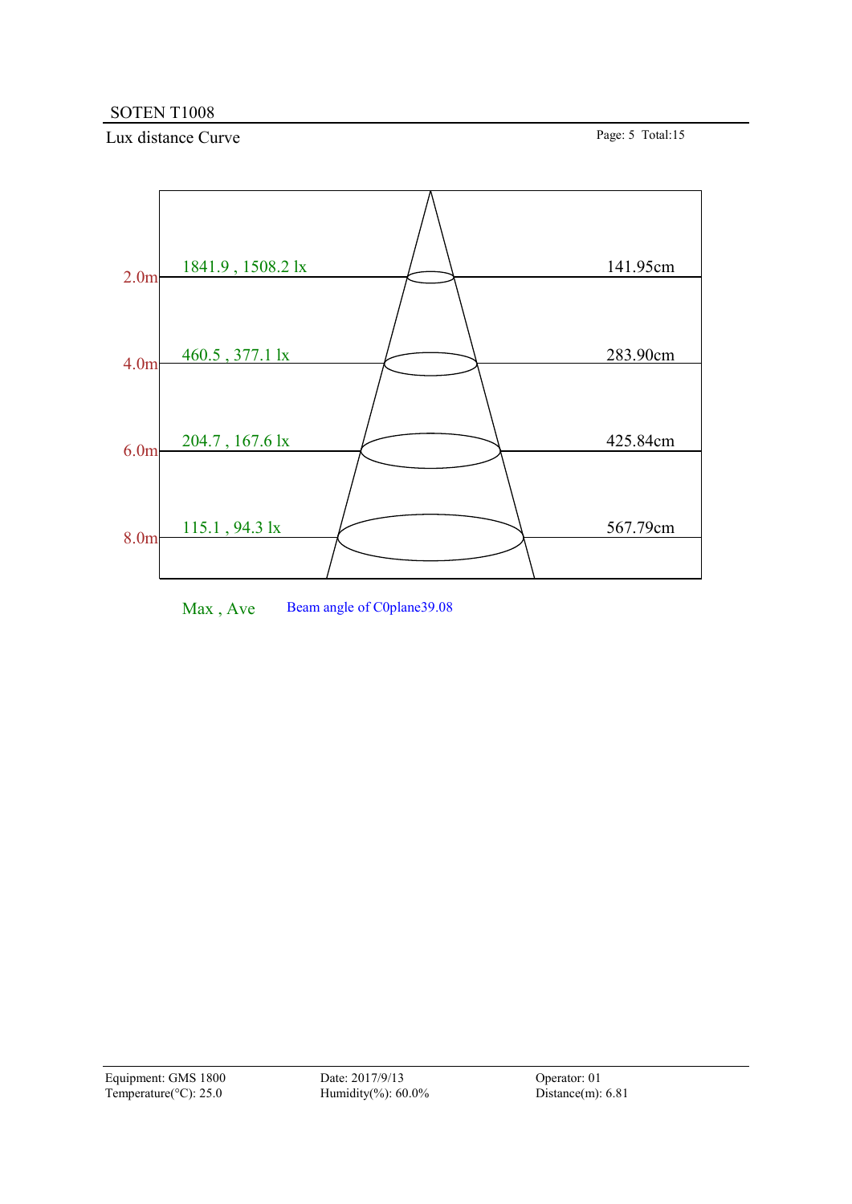SOTEN T1008

## Lux distance Curve

| Distance | Max , Ave | Diameter |
|---|---|---|
| 2.0m | 1841.9 , 1508.2 lx | 141.95cm |
| 4.0m | 460.5 , 377.1 lx | 283.90cm |
| 6.0m | 204.7 , 167.6 lx | 425.84cm |
| 8.0m | 115.1 , 94.3 lx | 567.79cm |

Max , Ave    Beam angle of C0plane39.08

Equipment: GMS 1800
Temperature(°C): 25.0

Date: 2017/9/13
Humidity(%): 60.0%

Operator: 01
Distance(m): 6.81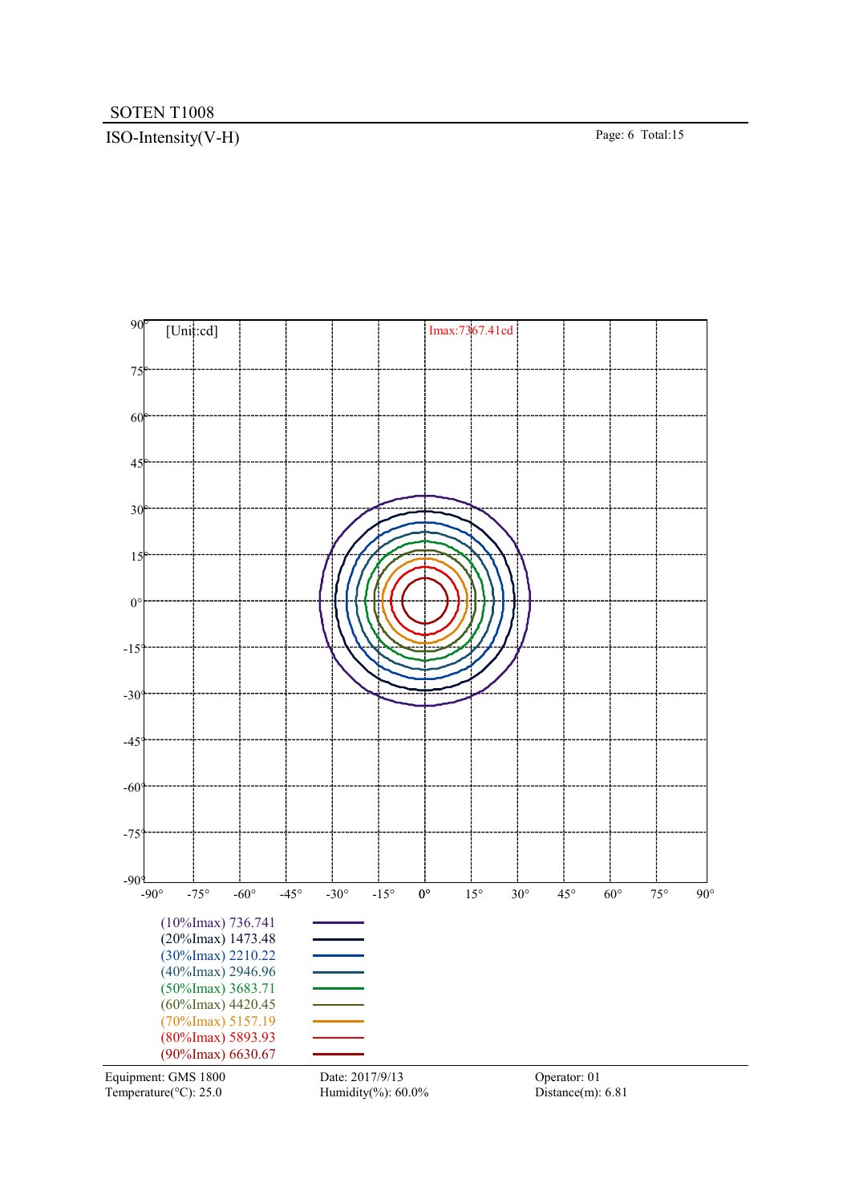SOTEN T1008

## ISO-Intensity(V-H)

[Unit:cd]

Imax:7367.41cd

| Level | Value |
|---|---|
| (10%Imax) | 736.741 |
| (20%Imax) | 1473.48 |
| (30%Imax) | 2210.22 |
| (40%Imax) | 2946.96 |
| (50%Imax) | 3683.71 |
| (60%Imax) | 4420.45 |
| (70%Imax) | 5157.19 |
| (80%Imax) | 5893.93 |
| (90%Imax) | 6630.67 |

Equipment: GMS 1800
Temperature(°C): 25.0
Date: 2017/9/13
Humidity(%): 60.0%
Operator: 01
Distance(m): 6.81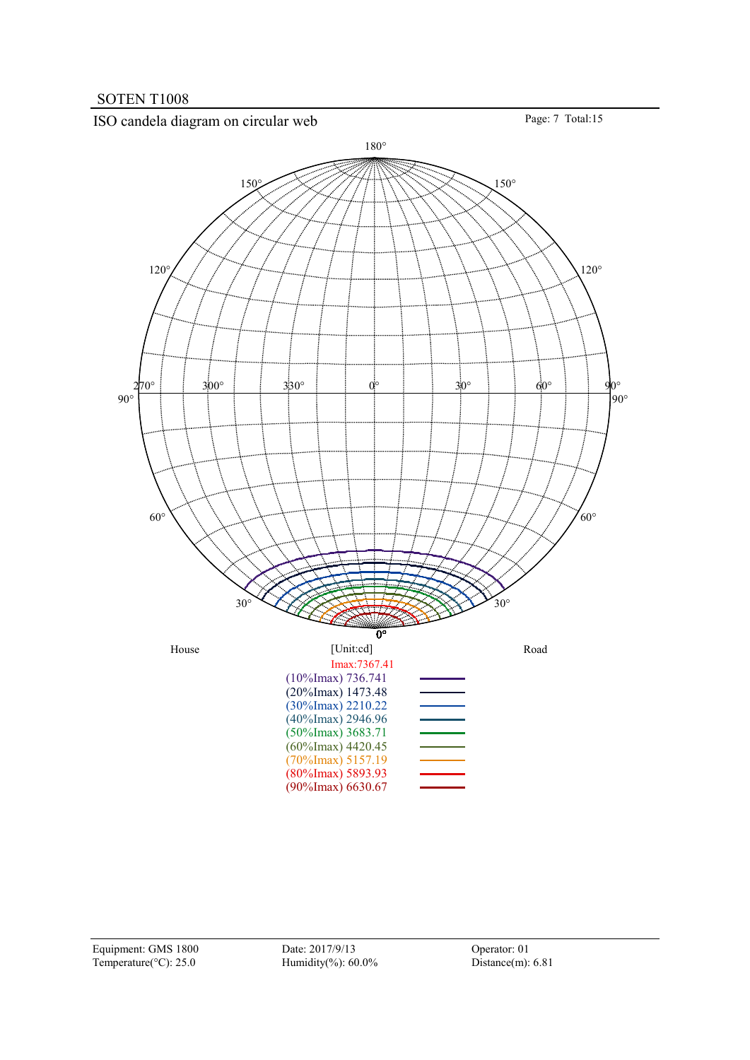SOTEN T1008

## ISO candela diagram on circular web

House [Unit:cd] Road

Imax:7367.41

| Level | Value |
|---|---|
| (10%Imax) | 736.741 |
| (20%Imax) | 1473.48 |
| (30%Imax) | 2210.22 |
| (40%Imax) | 2946.96 |
| (50%Imax) | 3683.71 |
| (60%Imax) | 4420.45 |
| (70%Imax) | 5157.19 |
| (80%Imax) | 5893.93 |
| (90%Imax) | 6630.67 |

Equipment: GMS 1800
Temperature(°C): 25.0
Date: 2017/9/13
Humidity(%): 60.0%
Operator: 01
Distance(m): 6.81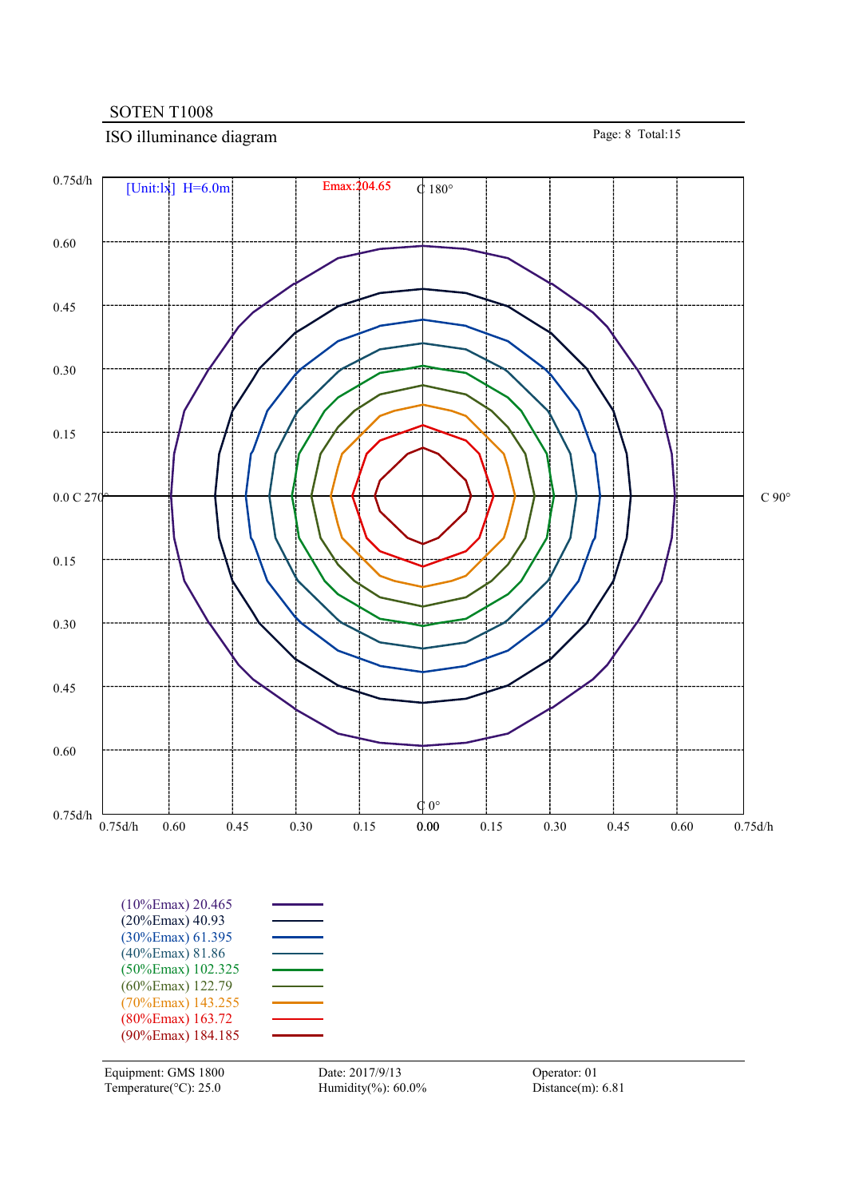SOTEN T1008

## ISO illuminance diagram

Page: 8 Total:15

[Unit:lx] H=6.0m

Emax:204.65

C 180°

C 270°

C 90°

C 0°

0.75d/h 0.60 0.45 0.30 0.15 0.0 0.15 0.30 0.45 0.60 0.75d/h

0.75d/h 0.60 0.45 0.30 0.15 0.00 0.15 0.30 0.45 0.60 0.75d/h

(10%Emax) 20.465

(20%Emax) 40.93

(30%Emax) 61.395

(40%Emax) 81.86

(50%Emax) 102.325

(60%Emax) 122.79

(70%Emax) 143.255

(80%Emax) 163.72

(90%Emax) 184.185

Equipment: GMS 1800
Temperature(°C): 25.0

Date: 2017/9/13
Humidity(%): 60.0%

Operator: 01
Distance(m): 6.81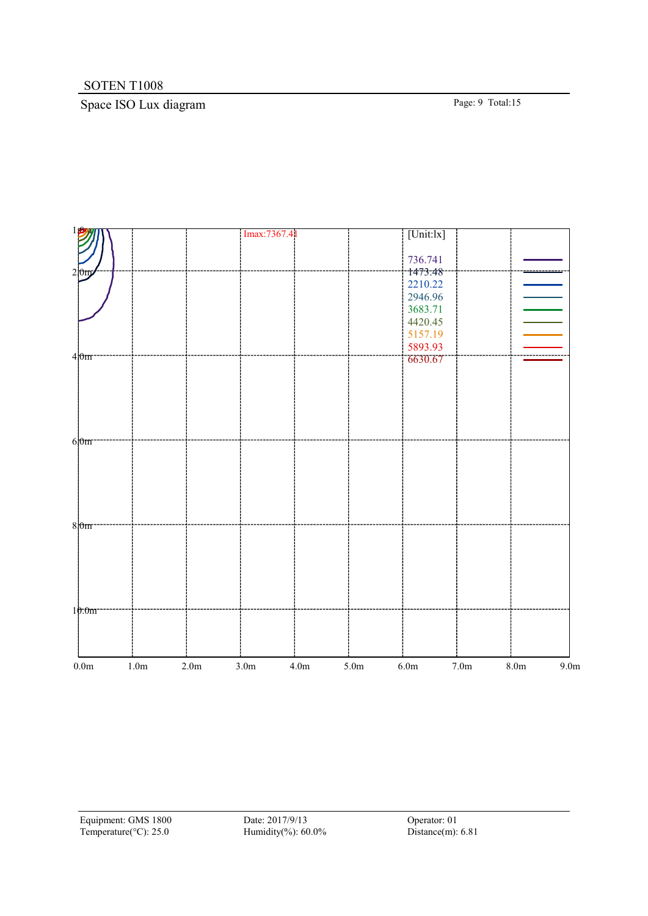SOTEN T1008

## Space ISO Lux diagram

Imax:7367.41

[Unit:lx]

| Value |
|---|
| 736.741 |
| 1473.48 |
| 2210.22 |
| 2946.96 |
| 3683.71 |
| 4420.45 |
| 5157.19 |
| 5893.93 |
| 6630.67 |

Y-axis: 1.0m, 2.0m, 4.0m, 6.0m, 8.0m, 10.0m

X-axis: 0.0m, 1.0m, 2.0m, 3.0m, 4.0m, 5.0m, 6.0m, 7.0m, 8.0m, 9.0m

Equipment: GMS 1800
Temperature(°C): 25.0

Date: 2017/9/13
Humidity(%): 60.0%

Operator: 01
Distance(m): 6.81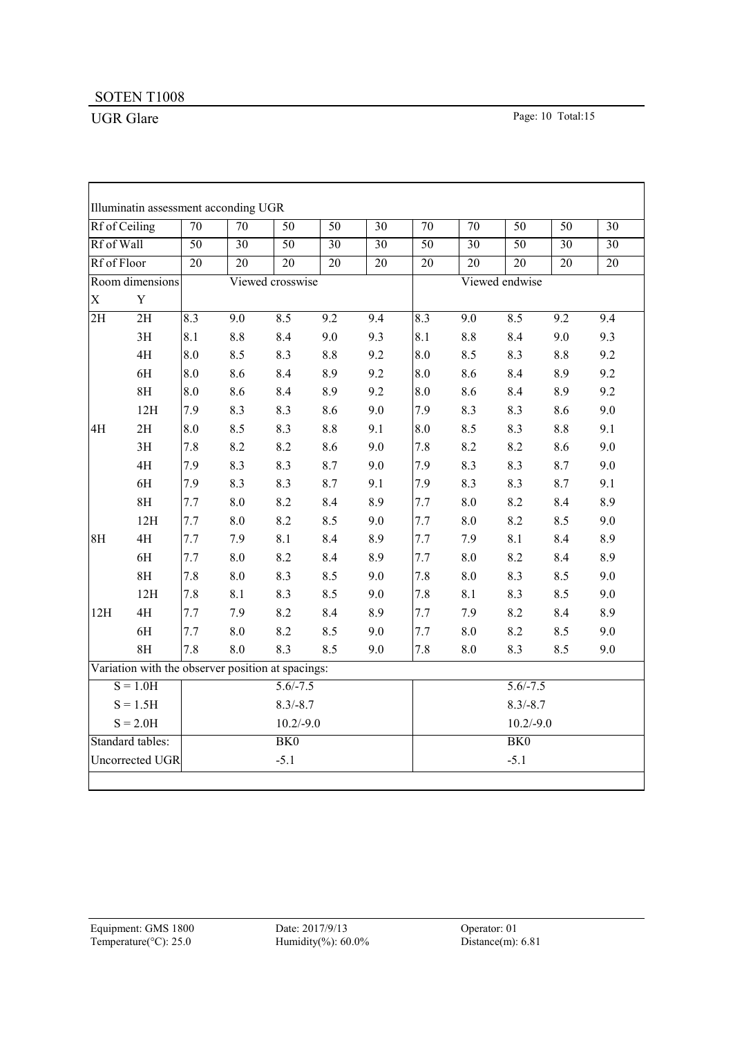SOTEN T1008

UGR Glare

| Illuminatin assessment acconding UGR | | | | | | | | | | | |
|---|---|---|---|---|---|---|---|---|---|---|---|
| Rf of Ceiling | | 70 | 70 | 50 | 50 | 30 | 70 | 70 | 50 | 50 | 30 |
| Rf of Wall | | 50 | 30 | 50 | 30 | 30 | 50 | 30 | 50 | 30 | 30 |
| Rf of Floor | | 20 | 20 | 20 | 20 | 20 | 20 | 20 | 20 | 20 | 20 |
| Room dimensions | | Viewed crosswise | | | | | Viewed endwise | | | | |
| X | Y | | | | | | | | | | |
| 2H | 2H | 8.3 | 9.0 | 8.5 | 9.2 | 9.4 | 8.3 | 9.0 | 8.5 | 9.2 | 9.4 |
| | 3H | 8.1 | 8.8 | 8.4 | 9.0 | 9.3 | 8.1 | 8.8 | 8.4 | 9.0 | 9.3 |
| | 4H | 8.0 | 8.5 | 8.3 | 8.8 | 9.2 | 8.0 | 8.5 | 8.3 | 8.8 | 9.2 |
| | 6H | 8.0 | 8.6 | 8.4 | 8.9 | 9.2 | 8.0 | 8.6 | 8.4 | 8.9 | 9.2 |
| | 8H | 8.0 | 8.6 | 8.4 | 8.9 | 9.2 | 8.0 | 8.6 | 8.4 | 8.9 | 9.2 |
| | 12H | 7.9 | 8.3 | 8.3 | 8.6 | 9.0 | 7.9 | 8.3 | 8.3 | 8.6 | 9.0 |
| 4H | 2H | 8.0 | 8.5 | 8.3 | 8.8 | 9.1 | 8.0 | 8.5 | 8.3 | 8.8 | 9.1 |
| | 3H | 7.8 | 8.2 | 8.2 | 8.6 | 9.0 | 7.8 | 8.2 | 8.2 | 8.6 | 9.0 |
| | 4H | 7.9 | 8.3 | 8.3 | 8.7 | 9.0 | 7.9 | 8.3 | 8.3 | 8.7 | 9.0 |
| | 6H | 7.9 | 8.3 | 8.3 | 8.7 | 9.1 | 7.9 | 8.3 | 8.3 | 8.7 | 9.1 |
| | 8H | 7.7 | 8.0 | 8.2 | 8.4 | 8.9 | 7.7 | 8.0 | 8.2 | 8.4 | 8.9 |
| | 12H | 7.7 | 8.0 | 8.2 | 8.5 | 9.0 | 7.7 | 8.0 | 8.2 | 8.5 | 9.0 |
| 8H | 4H | 7.7 | 7.9 | 8.1 | 8.4 | 8.9 | 7.7 | 7.9 | 8.1 | 8.4 | 8.9 |
| | 6H | 7.7 | 8.0 | 8.2 | 8.4 | 8.9 | 7.7 | 8.0 | 8.2 | 8.4 | 8.9 |
| | 8H | 7.8 | 8.0 | 8.3 | 8.5 | 9.0 | 7.8 | 8.0 | 8.3 | 8.5 | 9.0 |
| | 12H | 7.8 | 8.1 | 8.3 | 8.5 | 9.0 | 7.8 | 8.1 | 8.3 | 8.5 | 9.0 |
| 12H | 4H | 7.7 | 7.9 | 8.2 | 8.4 | 8.9 | 7.7 | 7.9 | 8.2 | 8.4 | 8.9 |
| | 6H | 7.7 | 8.0 | 8.2 | 8.5 | 9.0 | 7.7 | 8.0 | 8.2 | 8.5 | 9.0 |
| | 8H | 7.8 | 8.0 | 8.3 | 8.5 | 9.0 | 7.8 | 8.0 | 8.3 | 8.5 | 9.0 |
| Variation with the observer position at spacings: | | | | | | | | | | | |
| S = 1.0H | | 5.6/-7.5 | | | | | 5.6/-7.5 | | | | |
| S = 1.5H | | 8.3/-8.7 | | | | | 8.3/-8.7 | | | | |
| S = 2.0H | | 10.2/-9.0 | | | | | 10.2/-9.0 | | | | |
| Standard tables: | | BK0 | | | | | BK0 | | | | |
| Uncorrected UGR | | -5.1 | | | | | -5.1 | | | | |

Equipment: GMS 1800 Date: 2017/9/13 Operator: 01
Temperature(°C): 25.0 Humidity(%): 60.0% Distance(m): 6.81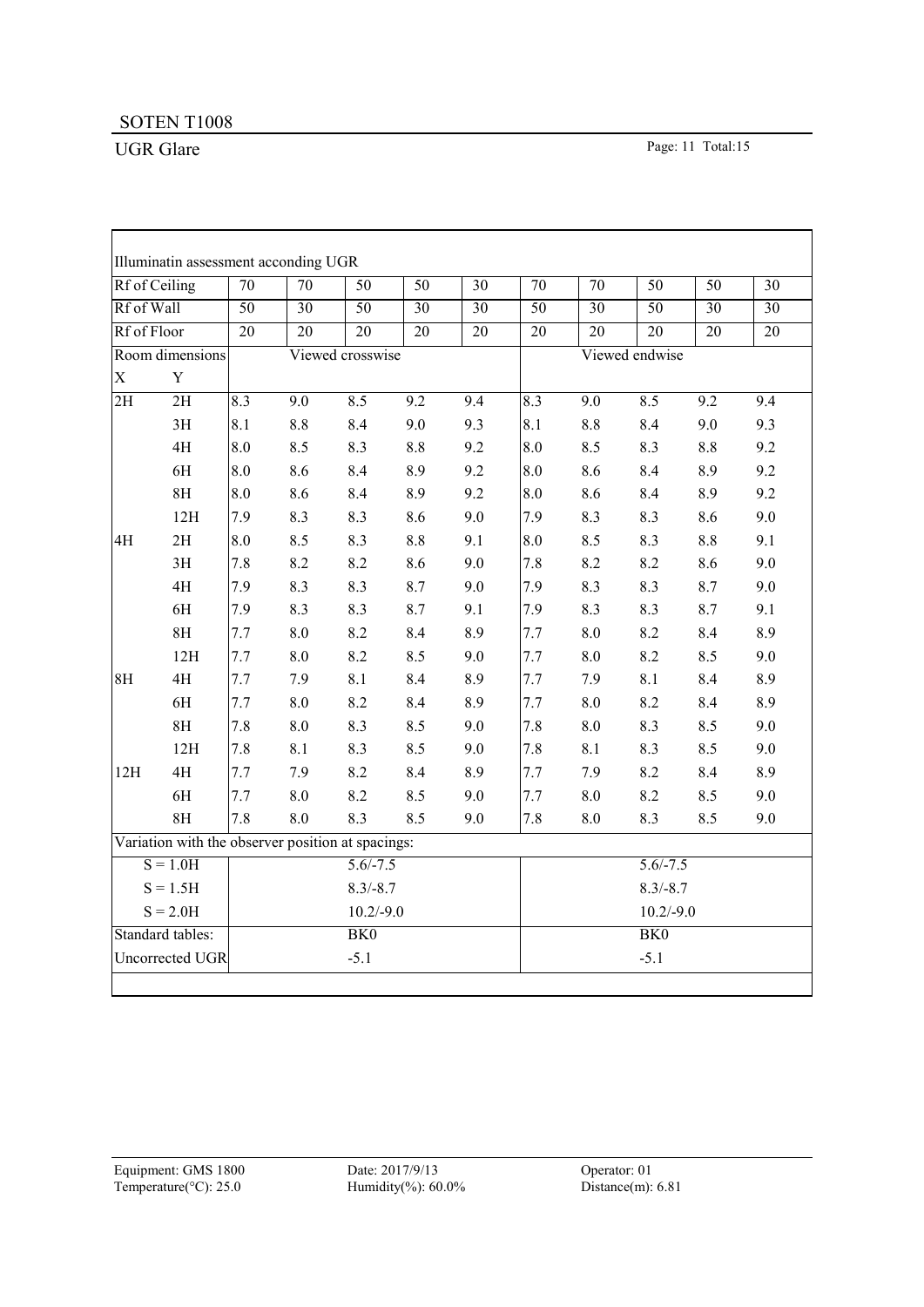SOTEN T1008

UGR Glare

Illuminatin assessment acconding UGR

| Rf of Ceiling | | 70 | 70 | 50 | 50 | 30 | 70 | 70 | 50 | 50 | 30 |
|---|---|---|---|---|---|---|---|---|---|---|---|
| Rf of Wall | | 50 | 30 | 50 | 30 | 30 | 50 | 30 | 50 | 30 | 30 |
| Rf of Floor | | 20 | 20 | 20 | 20 | 20 | 20 | 20 | 20 | 20 | 20 |
| Room dimensions | | Viewed crosswise | | | | | Viewed endwise | | | | |
| X | Y | | | | | | | | | | |
| 2H | 2H | 8.3 | 9.0 | 8.5 | 9.2 | 9.4 | 8.3 | 9.0 | 8.5 | 9.2 | 9.4 |
| | 3H | 8.1 | 8.8 | 8.4 | 9.0 | 9.3 | 8.1 | 8.8 | 8.4 | 9.0 | 9.3 |
| | 4H | 8.0 | 8.5 | 8.3 | 8.8 | 9.2 | 8.0 | 8.5 | 8.3 | 8.8 | 9.2 |
| | 6H | 8.0 | 8.6 | 8.4 | 8.9 | 9.2 | 8.0 | 8.6 | 8.4 | 8.9 | 9.2 |
| | 8H | 8.0 | 8.6 | 8.4 | 8.9 | 9.2 | 8.0 | 8.6 | 8.4 | 8.9 | 9.2 |
| | 12H | 7.9 | 8.3 | 8.3 | 8.6 | 9.0 | 7.9 | 8.3 | 8.3 | 8.6 | 9.0 |
| 4H | 2H | 8.0 | 8.5 | 8.3 | 8.8 | 9.1 | 8.0 | 8.5 | 8.3 | 8.8 | 9.1 |
| | 3H | 7.8 | 8.2 | 8.2 | 8.6 | 9.0 | 7.8 | 8.2 | 8.2 | 8.6 | 9.0 |
| | 4H | 7.9 | 8.3 | 8.3 | 8.7 | 9.0 | 7.9 | 8.3 | 8.3 | 8.7 | 9.0 |
| | 6H | 7.9 | 8.3 | 8.3 | 8.7 | 9.1 | 7.9 | 8.3 | 8.3 | 8.7 | 9.1 |
| | 8H | 7.7 | 8.0 | 8.2 | 8.4 | 8.9 | 7.7 | 8.0 | 8.2 | 8.4 | 8.9 |
| | 12H | 7.7 | 8.0 | 8.2 | 8.5 | 9.0 | 7.7 | 8.0 | 8.2 | 8.5 | 9.0 |
| 8H | 4H | 7.7 | 7.9 | 8.1 | 8.4 | 8.9 | 7.7 | 7.9 | 8.1 | 8.4 | 8.9 |
| | 6H | 7.7 | 8.0 | 8.2 | 8.4 | 8.9 | 7.7 | 8.0 | 8.2 | 8.4 | 8.9 |
| | 8H | 7.8 | 8.0 | 8.3 | 8.5 | 9.0 | 7.8 | 8.0 | 8.3 | 8.5 | 9.0 |
| | 12H | 7.8 | 8.1 | 8.3 | 8.5 | 9.0 | 7.8 | 8.1 | 8.3 | 8.5 | 9.0 |
| 12H | 4H | 7.7 | 7.9 | 8.2 | 8.4 | 8.9 | 7.7 | 7.9 | 8.2 | 8.4 | 8.9 |
| | 6H | 7.7 | 8.0 | 8.2 | 8.5 | 9.0 | 7.7 | 8.0 | 8.2 | 8.5 | 9.0 |
| | 8H | 7.8 | 8.0 | 8.3 | 8.5 | 9.0 | 7.8 | 8.0 | 8.3 | 8.5 | 9.0 |
| Variation with the observer position at spacings: | | | | | | | | | | | |
| S = 1.0H | | 5.6/-7.5 | | | | | 5.6/-7.5 | | | | |
| S = 1.5H | | 8.3/-8.7 | | | | | 8.3/-8.7 | | | | |
| S = 2.0H | | 10.2/-9.0 | | | | | 10.2/-9.0 | | | | |
| Standard tables: | | BK0 | | | | | BK0 | | | | |
| Uncorrected UGR | | -5.1 | | | | | -5.1 | | | | |

Equipment: GMS 1800  Date: 2017/9/13  Operator: 01
Temperature(°C): 25.0  Humidity(%): 60.0%  Distance(m): 6.81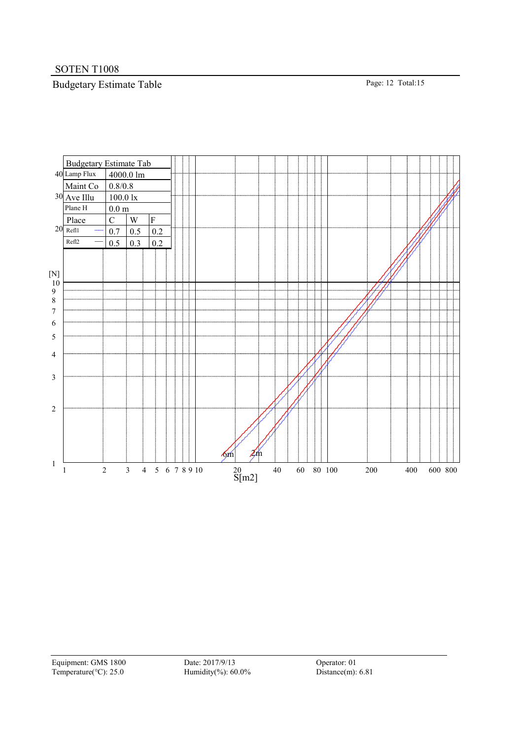SOTEN T1008

## Budgetary Estimate Table

| Budgetary Estimate Tab | | | |
|---|---|---|---|
| Lamp Flux | 4000.0 lm | | |
| Maint Co | 0.8/0.8 | | |
| Ave Illu | 100.0 lx | | |
| Plane H | 0.0 m | | |
| Place | C | W | F |
| Refl1 | 0.7 | 0.5 | 0.2 |
| Refl2 | 0.5 | 0.3 | 0.2 |

[N]

S[m2]

6m 2m

Equipment: GMS 1800
Temperature(°C): 25.0

Date: 2017/9/13
Humidity(%): 60.0%

Operator: 01
Distance(m): 6.81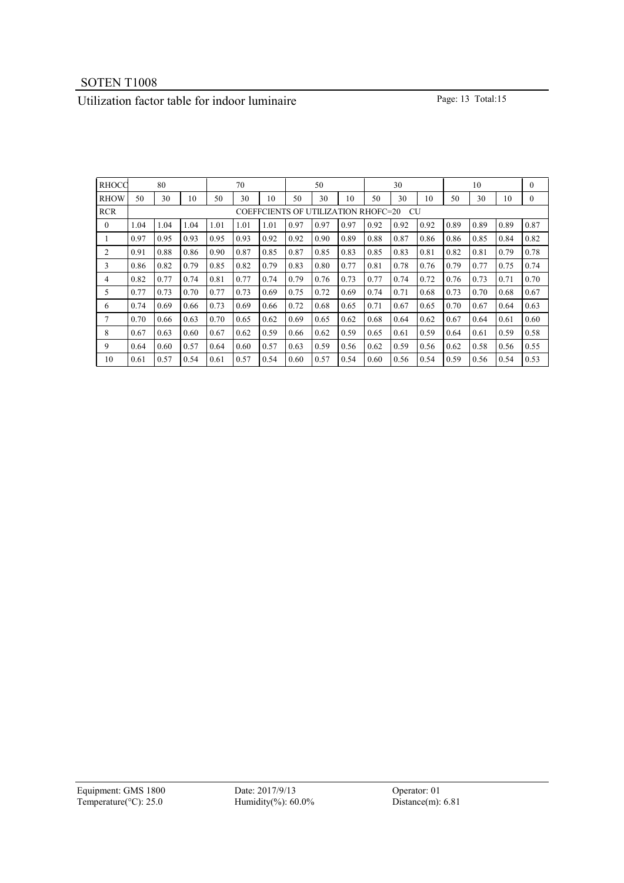SOTEN T1008

Utilization factor table for indoor luminaire

| RHOCC | 80 | | | 70 | | | 50 | | | 30 | | | 10 | | | 0 |
|---|---|---|---|---|---|---|---|---|---|---|---|---|---|---|---|---|
| RHOW | 50 | 30 | 10 | 50 | 30 | 10 | 50 | 30 | 10 | 50 | 30 | 10 | 50 | 30 | 10 | 0 |
| RCR | COEFFCIENTS OF UTILIZATION RHOFC=20 CU | | | | | | | | | | | | | | | |
| 0 | 1.04 | 1.04 | 1.04 | 1.01 | 1.01 | 1.01 | 0.97 | 0.97 | 0.97 | 0.92 | 0.92 | 0.92 | 0.89 | 0.89 | 0.89 | 0.87 |
| 1 | 0.97 | 0.95 | 0.93 | 0.95 | 0.93 | 0.92 | 0.92 | 0.90 | 0.89 | 0.88 | 0.87 | 0.86 | 0.86 | 0.85 | 0.84 | 0.82 |
| 2 | 0.91 | 0.88 | 0.86 | 0.90 | 0.87 | 0.85 | 0.87 | 0.85 | 0.83 | 0.85 | 0.83 | 0.81 | 0.82 | 0.81 | 0.79 | 0.78 |
| 3 | 0.86 | 0.82 | 0.79 | 0.85 | 0.82 | 0.79 | 0.83 | 0.80 | 0.77 | 0.81 | 0.78 | 0.76 | 0.79 | 0.77 | 0.75 | 0.74 |
| 4 | 0.82 | 0.77 | 0.74 | 0.81 | 0.77 | 0.74 | 0.79 | 0.76 | 0.73 | 0.77 | 0.74 | 0.72 | 0.76 | 0.73 | 0.71 | 0.70 |
| 5 | 0.77 | 0.73 | 0.70 | 0.77 | 0.73 | 0.69 | 0.75 | 0.72 | 0.69 | 0.74 | 0.71 | 0.68 | 0.73 | 0.70 | 0.68 | 0.67 |
| 6 | 0.74 | 0.69 | 0.66 | 0.73 | 0.69 | 0.66 | 0.72 | 0.68 | 0.65 | 0.71 | 0.67 | 0.65 | 0.70 | 0.67 | 0.64 | 0.63 |
| 7 | 0.70 | 0.66 | 0.63 | 0.70 | 0.65 | 0.62 | 0.69 | 0.65 | 0.62 | 0.68 | 0.64 | 0.62 | 0.67 | 0.64 | 0.61 | 0.60 |
| 8 | 0.67 | 0.63 | 0.60 | 0.67 | 0.62 | 0.59 | 0.66 | 0.62 | 0.59 | 0.65 | 0.61 | 0.59 | 0.64 | 0.61 | 0.59 | 0.58 |
| 9 | 0.64 | 0.60 | 0.57 | 0.64 | 0.60 | 0.57 | 0.63 | 0.59 | 0.56 | 0.62 | 0.59 | 0.56 | 0.62 | 0.58 | 0.56 | 0.55 |
| 10 | 0.61 | 0.57 | 0.54 | 0.61 | 0.57 | 0.54 | 0.60 | 0.57 | 0.54 | 0.60 | 0.56 | 0.54 | 0.59 | 0.56 | 0.54 | 0.53 |

Equipment: GMS 1800 Date: 2017/9/13 Operator: 01
Temperature(°C): 25.0 Humidity(%): 60.0% Distance(m): 6.81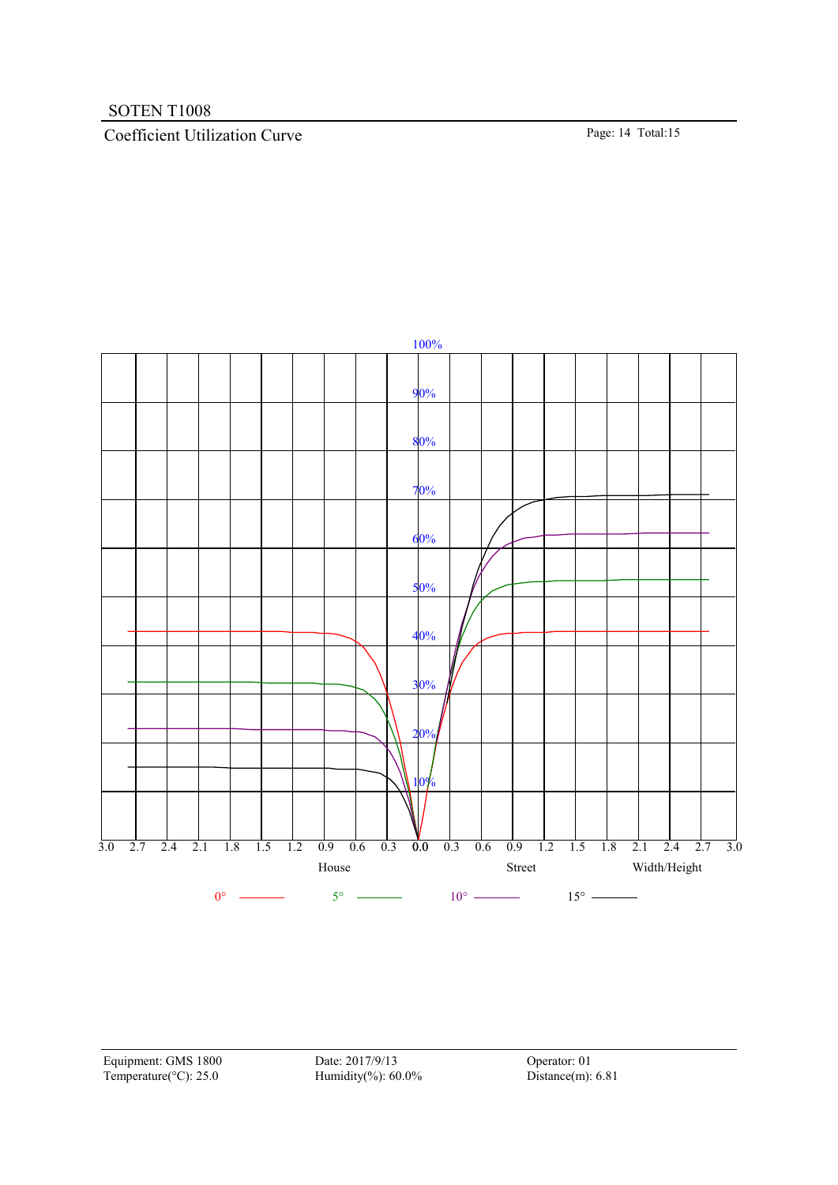## Coefficient Utilization Curve

100%
90%
80%
70%
60%
50%
40%
30%
20%
10%

3.0 2.7 2.4 2.1 1.8 1.5 1.2 0.9 0.6 0.3 0.0 0.3 0.6 0.9 1.2 1.5 1.8 2.1 2.4 2.7 3.0

House Street Width/Height

0° 5° 10° 15°

Equipment: GMS 1800
Temperature(°C): 25.0

Date: 2017/9/13
Humidity(%): 60.0%

Operator: 01
Distance(m): 6.81